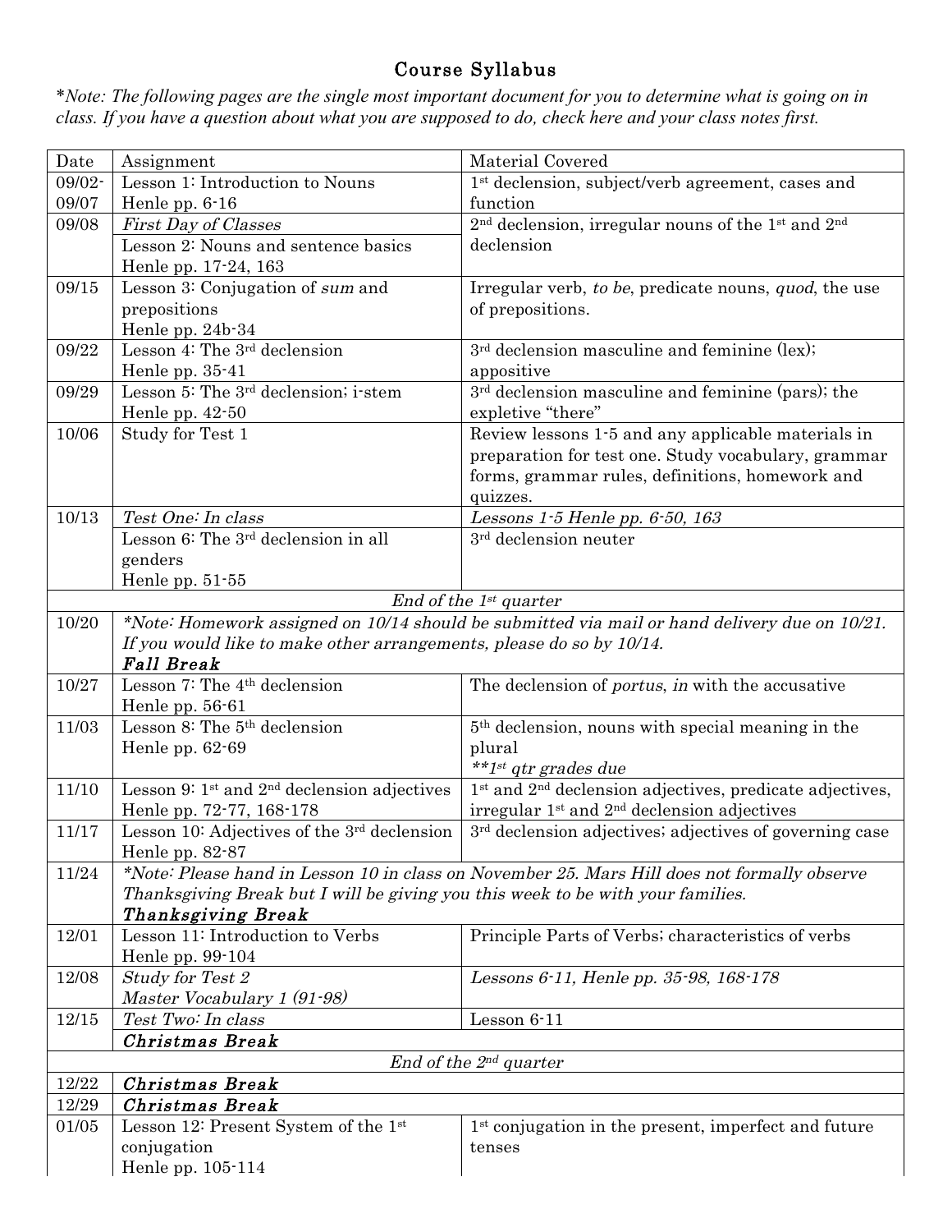# Course Syllabus

**Note: The following pages are the single most important document for you to determine what is going on in class. If you have a question about what you are supposed to do, check here and your class notes first.*

| Date | Assignment | Material Covered |
|---|---|---|
| 09/02-09/07 | Lesson 1: Introduction to Nouns<br>Henle pp. 6-16 | 1st declension, subject/verb agreement, cases and function |
| 09/08 | *First Day of Classes*<br>Lesson 2: Nouns and sentence basics<br>Henle pp. 17-24, 163 | 2nd declension, irregular nouns of the 1st and 2nd declension |
| 09/15 | Lesson 3: Conjugation of *sum* and prepositions<br>Henle pp. 24b-34 | Irregular verb, *to be*, predicate nouns, *quod*, the use of prepositions. |
| 09/22 | Lesson 4: The 3rd declension<br>Henle pp. 35-41 | 3rd declension masculine and feminine (lex); appositive |
| 09/29 | Lesson 5: The 3rd declension; i-stem<br>Henle pp. 42-50 | 3rd declension masculine and feminine (pars); the expletive "there" |
| 10/06 | Study for Test 1 | Review lessons 1-5 and any applicable materials in preparation for test one. Study vocabulary, grammar forms, grammar rules, definitions, homework and quizzes. |
| 10/13 | *Test One: In class* | *Lessons 1-5 Henle pp. 6-50, 163* |
| | Lesson 6: The 3rd declension in all genders<br>Henle pp. 51-55 | 3rd declension neuter |
| | *End of the 1st quarter* | |
| 10/20 | *\*Note: Homework assigned on 10/14 should be submitted via mail or hand delivery due on 10/21. If you would like to make other arrangements, please do so by 10/14.*<br>***Fall Break*** | |
| 10/27 | Lesson 7: The 4th declension<br>Henle pp. 56-61 | The declension of *portus*, *in* with the accusative |
| 11/03 | Lesson 8: The 5th declension<br>Henle pp. 62-69 | 5th declension, nouns with special meaning in the plural<br>*\*\*1st qtr grades due* |
| 11/10 | Lesson 9: 1st and 2nd declension adjectives<br>Henle pp. 72-77, 168-178 | 1st and 2nd declension adjectives, predicate adjectives, irregular 1st and 2nd declension adjectives |
| 11/17 | Lesson 10: Adjectives of the 3rd declension<br>Henle pp. 82-87 | 3rd declension adjectives; adjectives of governing case |
| 11/24 | *\*Note: Please hand in Lesson 10 in class on November 25. Mars Hill does not formally observe Thanksgiving Break but I will be giving you this week to be with your families.*<br>***Thanksgiving Break*** | |
| 12/01 | Lesson 11: Introduction to Verbs<br>Henle pp. 99-104 | Principle Parts of Verbs; characteristics of verbs |
| 12/08 | *Study for Test 2*<br>*Master Vocabulary 1 (91-98)* | *Lessons 6-11, Henle pp. 35-98, 168-178* |
| 12/15 | *Test Two: In class* | Lesson 6-11 |
| | ***Christmas Break*** | |
| | *End of the 2nd quarter* | |
| 12/22 | ***Christmas Break*** | |
| 12/29 | ***Christmas Break*** | |
| 01/05 | Lesson 12: Present System of the 1st conjugation<br>Henle pp. 105-114 | 1st conjugation in the present, imperfect and future tenses |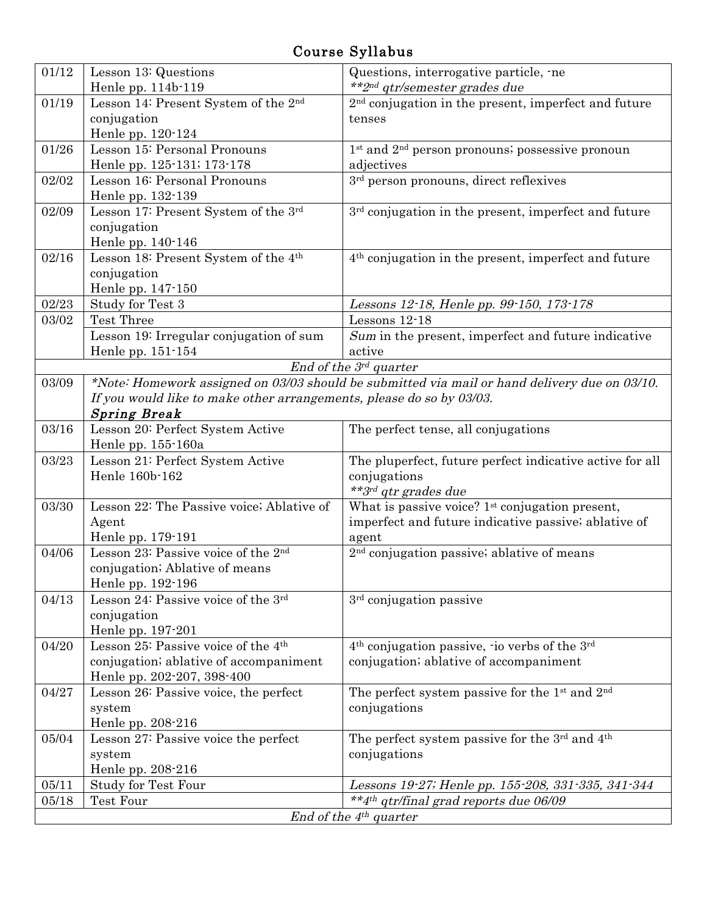# Course Syllabus

| | | |
|---|---|---|
| 01/12 | Lesson 13: Questions<br>Henle pp. 114b-119 | Questions, interrogative particle, -ne<br>*\*\*2nd qtr/semester grades due* |
| 01/19 | Lesson 14: Present System of the 2nd conjugation<br>Henle pp. 120-124 | 2nd conjugation in the present, imperfect and future tenses |
| 01/26 | Lesson 15: Personal Pronouns<br>Henle pp. 125-131; 173-178 | 1st and 2nd person pronouns; possessive pronoun adjectives |
| 02/02 | Lesson 16: Personal Pronouns<br>Henle pp. 132-139 | 3rd person pronouns, direct reflexives |
| 02/09 | Lesson 17: Present System of the 3rd conjugation<br>Henle pp. 140-146 | 3rd conjugation in the present, imperfect and future |
| 02/16 | Lesson 18: Present System of the 4th conjugation<br>Henle pp. 147-150 | 4th conjugation in the present, imperfect and future |
| 02/23 | Study for Test 3 | *Lessons 12-18, Henle pp. 99-150, 173-178* |
| 03/02 | Test Three | Lessons 12-18 |
| | Lesson 19: Irregular conjugation of sum<br>Henle pp. 151-154 | *Sum* in the present, imperfect and future indicative active |
| | *End of the 3rd quarter* | |
| 03/09 | *\*Note: Homework assigned on 03/03 should be submitted via mail or hand delivery due on 03/10. If you would like to make other arrangements, please do so by 03/03.*<br>***Spring Break*** | |
| 03/16 | Lesson 20: Perfect System Active<br>Henle pp. 155-160a | The perfect tense, all conjugations |
| 03/23 | Lesson 21: Perfect System Active<br>Henle 160b-162 | The pluperfect, future perfect indicative active for all conjugations<br>*\*\*3rd qtr grades due* |
| 03/30 | Lesson 22: The Passive voice; Ablative of Agent<br>Henle pp. 179-191 | What is passive voice? 1st conjugation present, imperfect and future indicative passive; ablative of agent |
| 04/06 | Lesson 23: Passive voice of the 2nd conjugation; Ablative of means<br>Henle pp. 192-196 | 2nd conjugation passive; ablative of means |
| 04/13 | Lesson 24: Passive voice of the 3rd conjugation<br>Henle pp. 197-201 | 3rd conjugation passive |
| 04/20 | Lesson 25: Passive voice of the 4th conjugation; ablative of accompaniment<br>Henle pp. 202-207, 398-400 | 4th conjugation passive, -io verbs of the 3rd conjugation; ablative of accompaniment |
| 04/27 | Lesson 26: Passive voice, the perfect system<br>Henle pp. 208-216 | The perfect system passive for the 1st and 2nd conjugations |
| 05/04 | Lesson 27: Passive voice the perfect system<br>Henle pp. 208-216 | The perfect system passive for the 3rd and 4th conjugations |
| 05/11 | Study for Test Four | *Lessons 19-27; Henle pp. 155-208, 331-335, 341-344* |
| 05/18 | Test Four | *\*\*4th qtr/final grad reports due 06/09* |
| | *End of the 4th quarter* | |